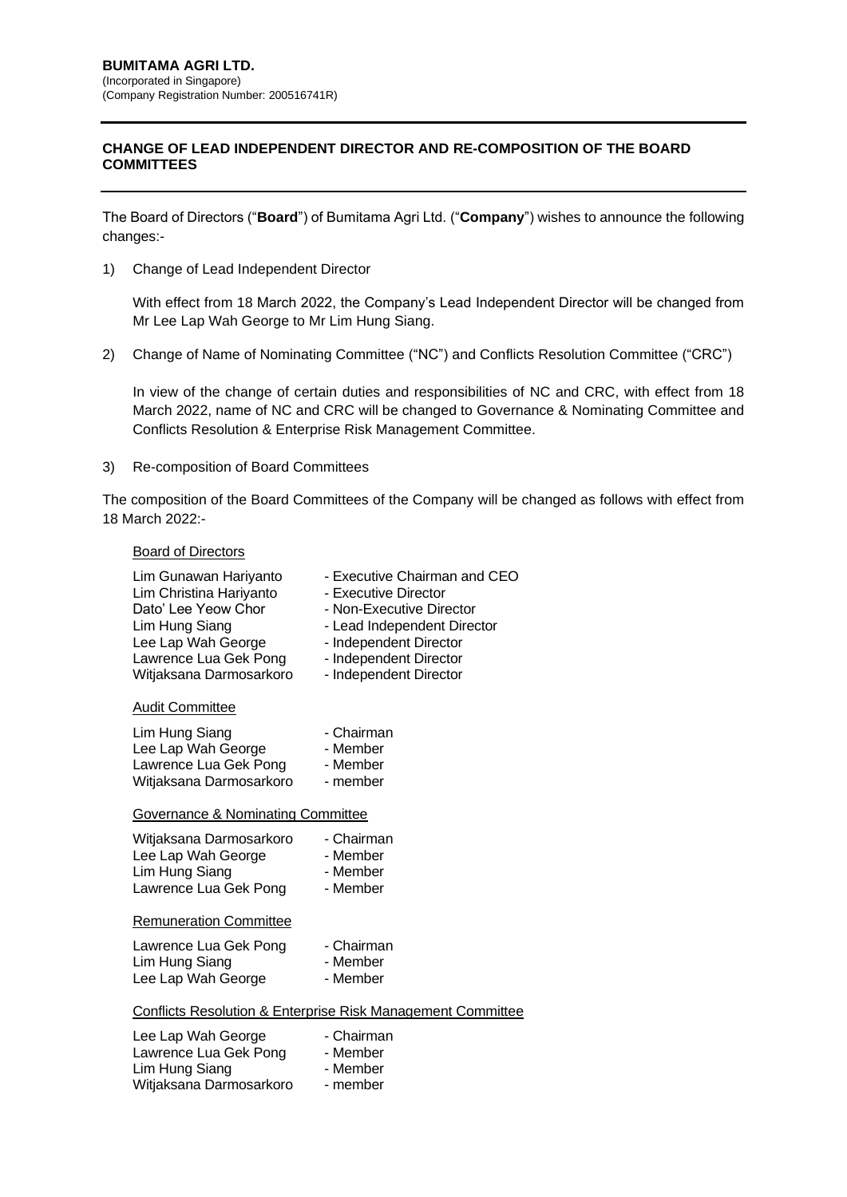**BUMITAMA AGRI LTD.**
(Incorporated in Singapore)
(Company Registration Number: 200516741R)

---

**CHANGE OF LEAD INDEPENDENT DIRECTOR AND RE-COMPOSITION OF THE BOARD COMMITTEES**

---

The Board of Directors ("**Board**") of Bumitama Agri Ltd. ("**Company**") wishes to announce the following changes:-

1) Change of Lead Independent Director

   With effect from 18 March 2022, the Company's Lead Independent Director will be changed from Mr Lee Lap Wah George to Mr Lim Hung Siang.

2) Change of Name of Nominating Committee ("NC") and Conflicts Resolution Committee ("CRC")

   In view of the change of certain duties and responsibilities of NC and CRC, with effect from 18 March 2022, name of NC and CRC will be changed to Governance & Nominating Committee and Conflicts Resolution & Enterprise Risk Management Committee.

3) Re-composition of Board Committees

The composition of the Board Committees of the Company will be changed as follows with effect from 18 March 2022:-

<u>Board of Directors</u>

| | |
|---|---|
| Lim Gunawan Hariyanto | - Executive Chairman and CEO |
| Lim Christina Hariyanto | - Executive Director |
| Dato' Lee Yeow Chor | - Non-Executive Director |
| Lim Hung Siang | - Lead Independent Director |
| Lee Lap Wah George | - Independent Director |
| Lawrence Lua Gek Pong | - Independent Director |
| Witjaksana Darmosarkoro | - Independent Director |

<u>Audit Committee</u>

| | |
|---|---|
| Lim Hung Siang | - Chairman |
| Lee Lap Wah George | - Member |
| Lawrence Lua Gek Pong | - Member |
| Witjaksana Darmosarkoro | - member |

<u>Governance & Nominating Committee</u>

| | |
|---|---|
| Witjaksana Darmosarkoro | - Chairman |
| Lee Lap Wah George | - Member |
| Lim Hung Siang | - Member |
| Lawrence Lua Gek Pong | - Member |

<u>Remuneration Committee</u>

| | |
|---|---|
| Lawrence Lua Gek Pong | - Chairman |
| Lim Hung Siang | - Member |
| Lee Lap Wah George | - Member |

<u>Conflicts Resolution & Enterprise Risk Management Committee</u>

| | |
|---|---|
| Lee Lap Wah George | - Chairman |
| Lawrence Lua Gek Pong | - Member |
| Lim Hung Siang | - Member |
| Witjaksana Darmosarkoro | - member |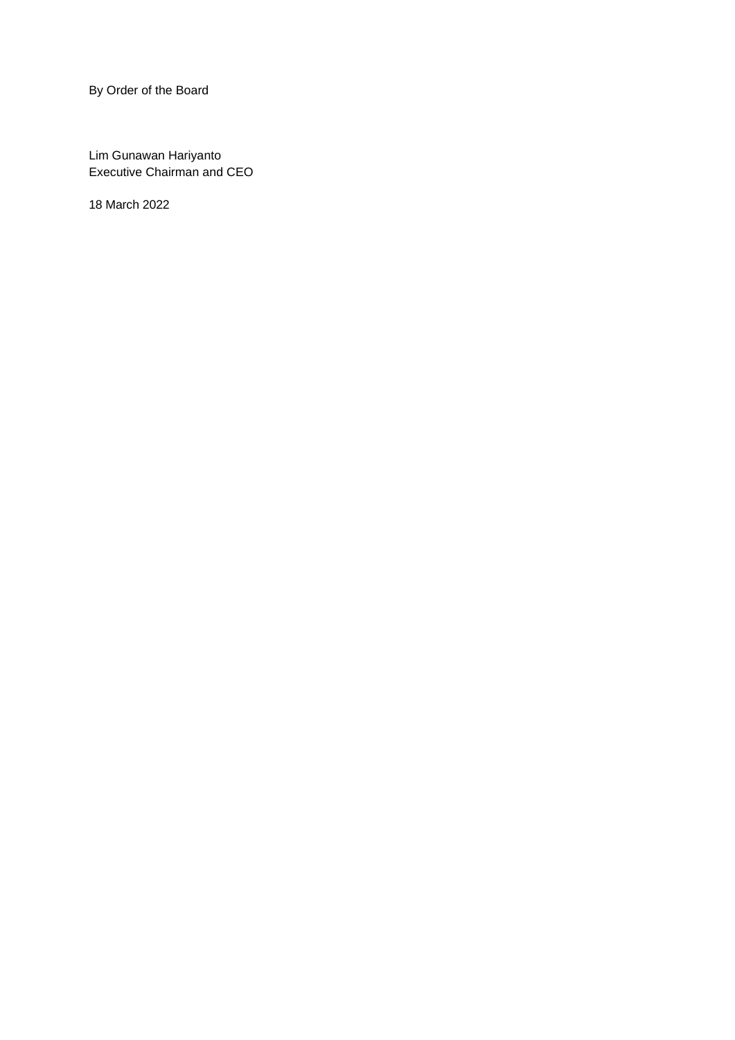By Order of the Board

Lim Gunawan Hariyanto
Executive Chairman and CEO

18 March 2022